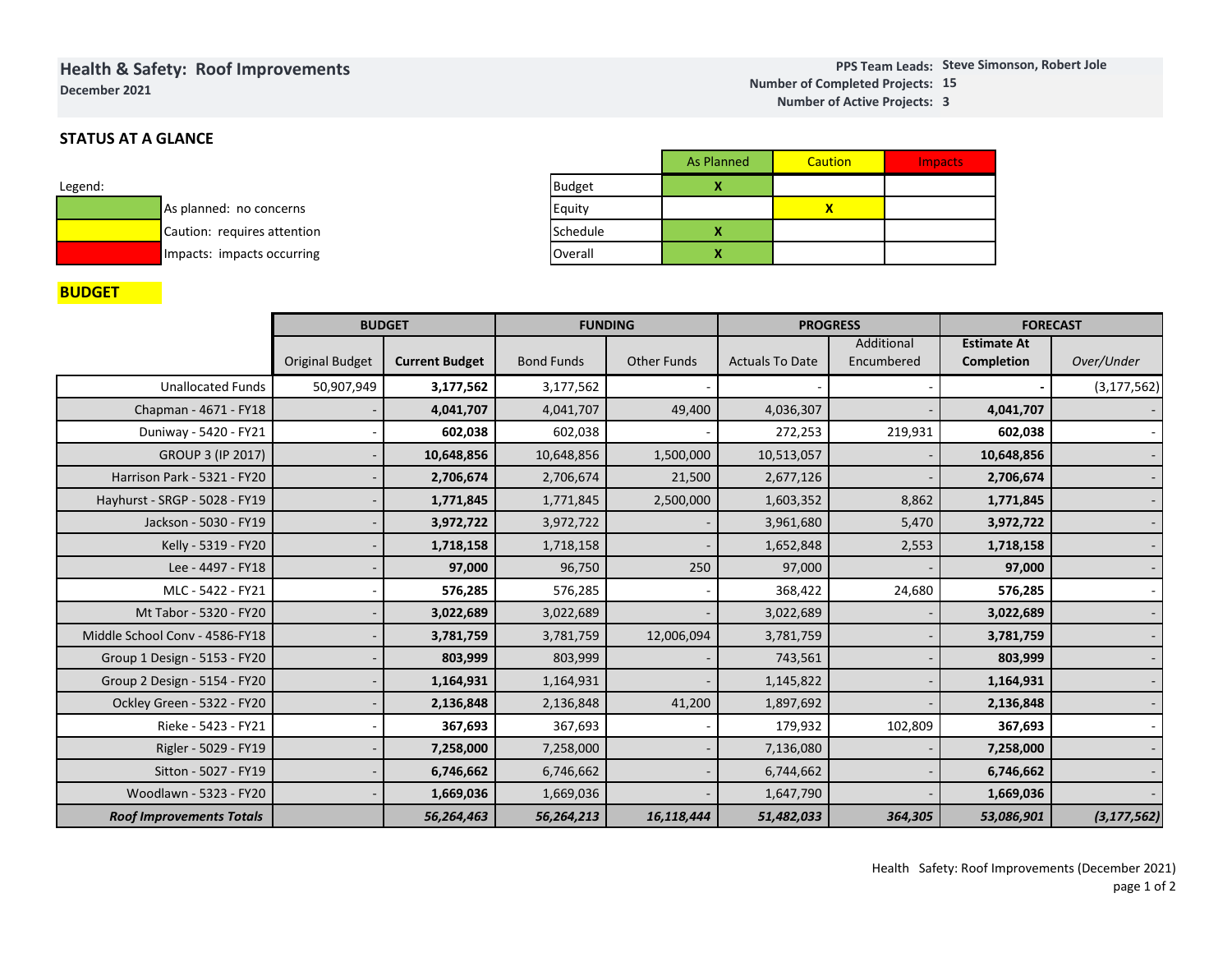# Health & Safety: Roof Improvements

**December 2021**

**PPS Team Leads:** Steve Simonson, Robert Jole
**Number of Completed Projects:** 15
**Number of Active Projects:** 3

## STATUS AT A GLANCE

Legend:

- As planned: no concerns
- Caution: requires attention
- Impacts: impacts occurring

| | As Planned | Caution | Impacts |
|---|---|---|---|
| Budget | X | | |
| Equity | | X | |
| Schedule | X | | |
| Overall | X | | |

## BUDGET

| | BUDGET | | FUNDING | | PROGRESS | | FORECAST | |
|---|---|---|---|---|---|---|---|---|
| | Original Budget | **Current Budget** | Bond Funds | Other Funds | Actuals To Date | Additional Encumbered | **Estimate At Completion** | *Over/Under* |
| Unallocated Funds | 50,907,949 | **3,177,562** | 3,177,562 | - | - | - | **-** | (3,177,562) |
| Chapman - 4671 - FY18 | - | **4,041,707** | 4,041,707 | 49,400 | 4,036,307 | - | **4,041,707** | - |
| Duniway - 5420 - FY21 | - | **602,038** | 602,038 | - | 272,253 | 219,931 | **602,038** | - |
| GROUP 3 (IP 2017) | - | **10,648,856** | 10,648,856 | 1,500,000 | 10,513,057 | - | **10,648,856** | - |
| Harrison Park - 5321 - FY20 | - | **2,706,674** | 2,706,674 | 21,500 | 2,677,126 | - | **2,706,674** | - |
| Hayhurst - SRGP - 5028 - FY19 | - | **1,771,845** | 1,771,845 | 2,500,000 | 1,603,352 | 8,862 | **1,771,845** | - |
| Jackson - 5030 - FY19 | - | **3,972,722** | 3,972,722 | - | 3,961,680 | 5,470 | **3,972,722** | - |
| Kelly - 5319 - FY20 | - | **1,718,158** | 1,718,158 | - | 1,652,848 | 2,553 | **1,718,158** | - |
| Lee - 4497 - FY18 | - | **97,000** | 96,750 | 250 | 97,000 | - | **97,000** | - |
| MLC - 5422 - FY21 | - | **576,285** | 576,285 | - | 368,422 | 24,680 | **576,285** | - |
| Mt Tabor - 5320 - FY20 | - | **3,022,689** | 3,022,689 | - | 3,022,689 | - | **3,022,689** | - |
| Middle School Conv - 4586-FY18 | - | **3,781,759** | 3,781,759 | 12,006,094 | 3,781,759 | - | **3,781,759** | - |
| Group 1 Design - 5153 - FY20 | - | **803,999** | 803,999 | - | 743,561 | - | **803,999** | - |
| Group 2 Design - 5154 - FY20 | - | **1,164,931** | 1,164,931 | - | 1,145,822 | - | **1,164,931** | - |
| Ockley Green - 5322 - FY20 | - | **2,136,848** | 2,136,848 | 41,200 | 1,897,692 | - | **2,136,848** | - |
| Rieke - 5423 - FY21 | - | **367,693** | 367,693 | - | 179,932 | 102,809 | **367,693** | - |
| Rigler - 5029 - FY19 | - | **7,258,000** | 7,258,000 | - | 7,136,080 | - | **7,258,000** | - |
| Sitton - 5027 - FY19 | - | **6,746,662** | 6,746,662 | - | 6,744,662 | - | **6,746,662** | - |
| Woodlawn - 5323 - FY20 | - | **1,669,036** | 1,669,036 | - | 1,647,790 | - | **1,669,036** | - |
| ***Roof Improvements Totals*** | | ***56,264,463*** | ***56,264,213*** | ***16,118,444*** | ***51,482,033*** | ***364,305*** | ***53,086,901*** | ***(3,177,562)*** |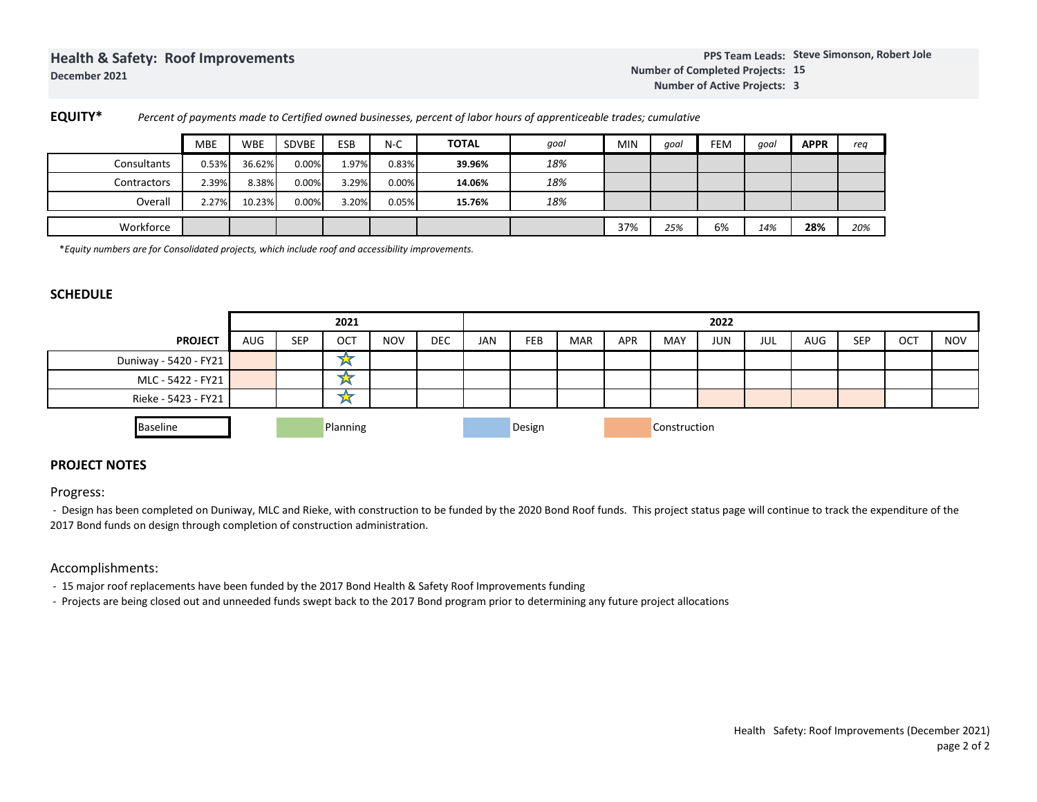# Health & Safety: Roof Improvements

**December 2021**

**PPS Team Leads:** Steve Simonson, Robert Jole
**Number of Completed Projects:** 15
**Number of Active Projects:** 3

## EQUITY*

*Percent of payments made to Certified owned businesses, percent of labor hours of apprenticeable trades; cumulative*

| | MBE | WBE | SDVBE | ESB | N-C | TOTAL | *goal* | MIN | *goal* | FEM | *goal* | APPR | *req* |
|---|---|---|---|---|---|---|---|---|---|---|---|---|---|
| Consultants | 0.53% | 36.62% | 0.00% | 1.97% | 0.83% | **39.96%** | *18%* | | | | | | |
| Contractors | 2.39% | 8.38% | 0.00% | 3.29% | 0.00% | **14.06%** | *18%* | | | | | | |
| Overall | 2.27% | 10.23% | 0.00% | 3.20% | 0.05% | **15.76%** | *18%* | | | | | | |
| Workforce | | | | | | | | 37% | *25%* | 6% | *14%* | **28%** | *20%* |

*\*Equity numbers are for Consolidated projects, which include roof and accessibility improvements.*

## SCHEDULE

| | 2021 | | | | | 2022 | | | | | | | | | | |
|---|---|---|---|---|---|---|---|---|---|---|---|---|---|---|---|---|
| **PROJECT** | AUG | SEP | OCT | NOV | DEC | JAN | FEB | MAR | APR | MAY | JUN | JUL | AUG | SEP | OCT | NOV |
| Duniway - 5420 - FY21 | | | ☆ | | | | | | | | | | | | | |
| MLC - 5422 - FY21 | | | ☆ | | | | | | | | | | | | | |
| Rieke - 5423 - FY21 | | | ☆ | | | | | | | | | | | | | |

Baseline    Planning    Design    Construction

## PROJECT NOTES

Progress:

- Design has been completed on Duniway, MLC and Rieke, with construction to be funded by the 2020 Bond Roof funds. This project status page will continue to track the expenditure of the 2017 Bond funds on design through completion of construction administration.

Accomplishments:

- 15 major roof replacements have been funded by the 2017 Bond Health & Safety Roof Improvements funding
- Projects are being closed out and unneeded funds swept back to the 2017 Bond program prior to determining any future project allocations